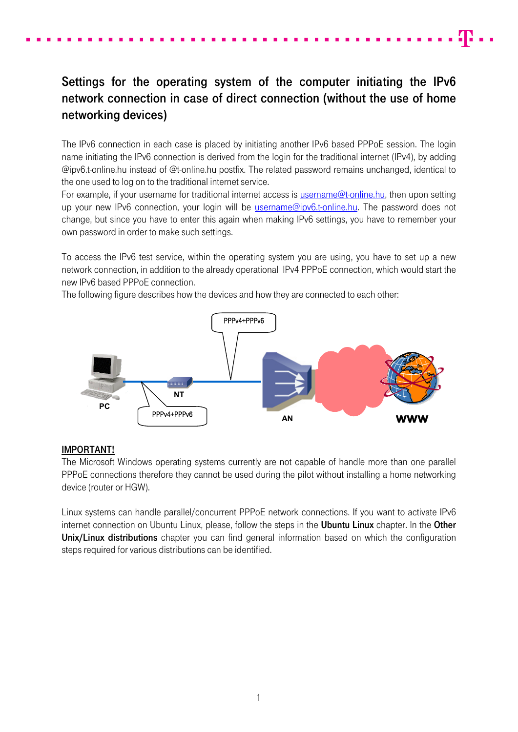# Settings for the operating system of the computer initiating the IPv6 network connection in case of direct connection (without the use of home networking devices)

The IPv6 connection in each case is placed by initiating another IPv6 based PPPoE session. The login name initiating the IPv6 connection is derived from the login for the traditional internet (IPv4), by adding @ipv6.t-online.hu instead of @t-online.hu postfix. The related password remains unchanged, identical to the one used to log on to the traditional internet service.

For example, if your username for traditional internet access is username@t-online.hu, then upon setting up your new IPv6 connection, your login will be username@ipv6.t-online.hu. The password does not change, but since you have to enter this again when making IPv6 settings, you have to remember your own password in order to make such settings.

To access the IPv6 test service, within the operating system you are using, you have to set up a new network connection, in addition to the already operational IPv4 PPPoE connection, which would start the new IPv6 based PPPoE connection.

The following figure describes how the devices and how they are connected to each other:

PPPv4+PPPv6

PC NT AN WWW

PPPv4+PPPv6

**IMPORTANT!**

The Microsoft Windows operating systems currently are not capable of handle more than one parallel PPPoE connections therefore they cannot be used during the pilot without installing a home networking device (router or HGW).

Linux systems can handle parallel/concurrent PPPoE network connections. If you want to activate IPv6 internet connection on Ubuntu Linux, please, follow the steps in the **Ubuntu Linux** chapter. In the **Other Unix/Linux distributions** chapter you can find general information based on which the configuration steps required for various distributions can be identified.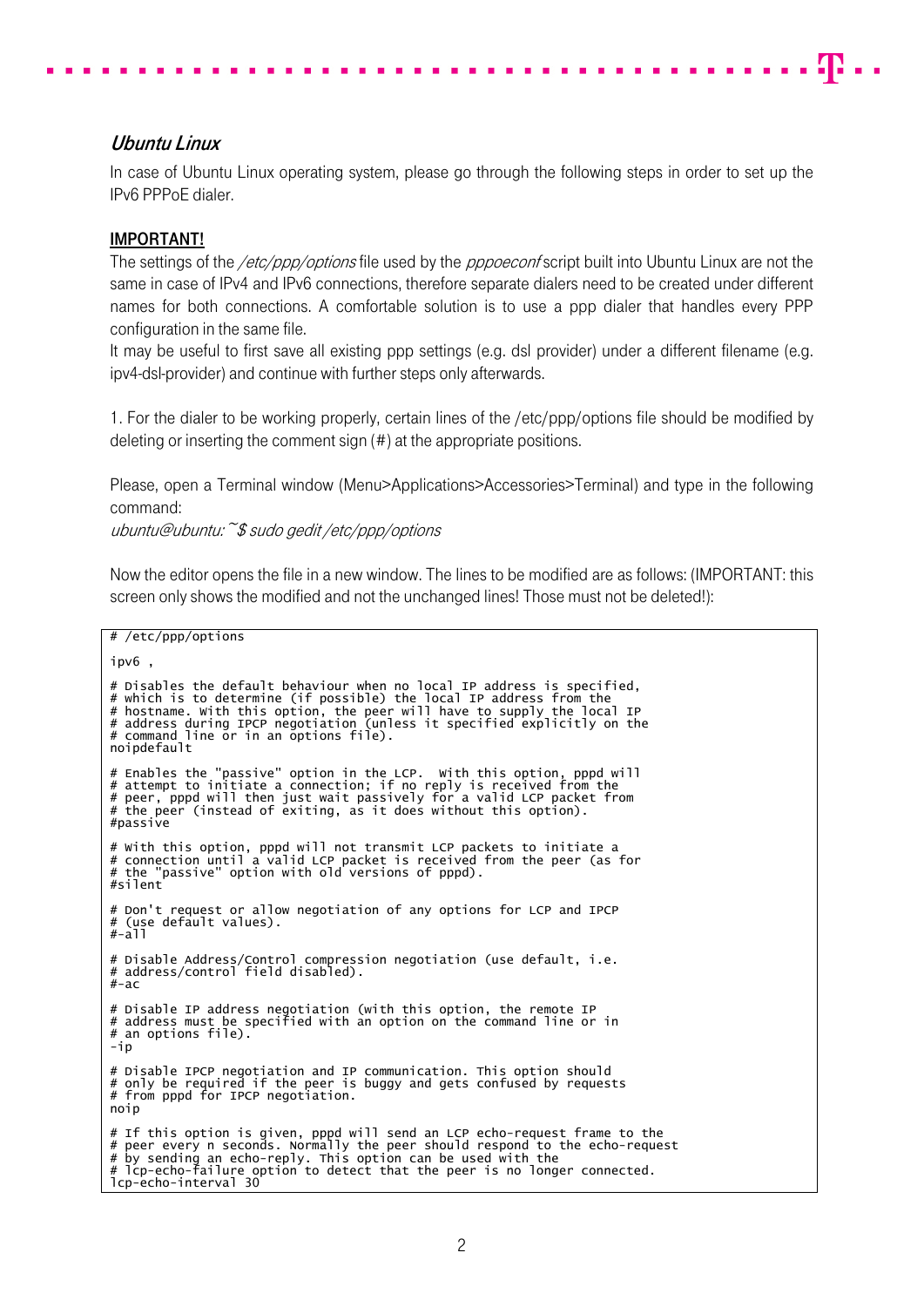## *Ubuntu Linux*

In case of Ubuntu Linux operating system, please go through the following steps in order to set up the IPv6 PPPoE dialer.

**IMPORTANT!**

The settings of the */etc/ppp/options* file used by the *pppoeconf* script built into Ubuntu Linux are not the same in case of IPv4 and IPv6 connections, therefore separate dialers need to be created under different names for both connections. A comfortable solution is to use a ppp dialer that handles every PPP configuration in the same file.

It may be useful to first save all existing ppp settings (e.g. dsl provider) under a different filename (e.g. ipv4-dsl-provider) and continue with further steps only afterwards.

1. For the dialer to be working properly, certain lines of the /etc/ppp/options file should be modified by deleting or inserting the comment sign (#) at the appropriate positions.

Please, open a Terminal window (Menu>Applications>Accessories>Terminal) and type in the following command:

*ubuntu@ubuntu:~$ sudo gedit /etc/ppp/options*

Now the editor opens the file in a new window. The lines to be modified are as follows: (IMPORTANT: this screen only shows the modified and not the unchanged lines! Those must not be deleted!):

```
# /etc/ppp/options

ipv6 ,

# Disables the default behaviour when no local IP address is specified,
# which is to determine (if possible) the local IP address from the
# hostname. With this option, the peer will have to supply the local IP
# address during IPCP negotiation (unless it specified explicitly on the
# command line or in an options file).
noipdefault

# Enables the "passive" option in the LCP.  With this option, pppd will
# attempt to initiate a connection; if no reply is received from the
# peer, pppd will then just wait passively for a valid LCP packet from
# the peer (instead of exiting, as it does without this option).
#passive

# With this option, pppd will not transmit LCP packets to initiate a
# connection until a valid LCP packet is received from the peer (as for
# the "passive" option with old versions of pppd).
#silent

# Don't request or allow negotiation of any options for LCP and IPCP
# (use default values).
#-all

# Disable Address/Control compression negotiation (use default, i.e.
# address/control field disabled).
#-ac

# Disable IP address negotiation (with this option, the remote IP
# address must be specified with an option on the command line or in
# an options file).
-ip

# Disable IPCP negotiation and IP communication. This option should
# only be required if the peer is buggy and gets confused by requests
# from pppd for IPCP negotiation.
noip

# If this option is given, pppd will send an LCP echo-request frame to the
# peer every n seconds. Normally the peer should respond to the echo-request
# by sending an echo-reply. This option can be used with the
# lcp-echo-failure option to detect that the peer is no longer connected.
lcp-echo-interval 30
```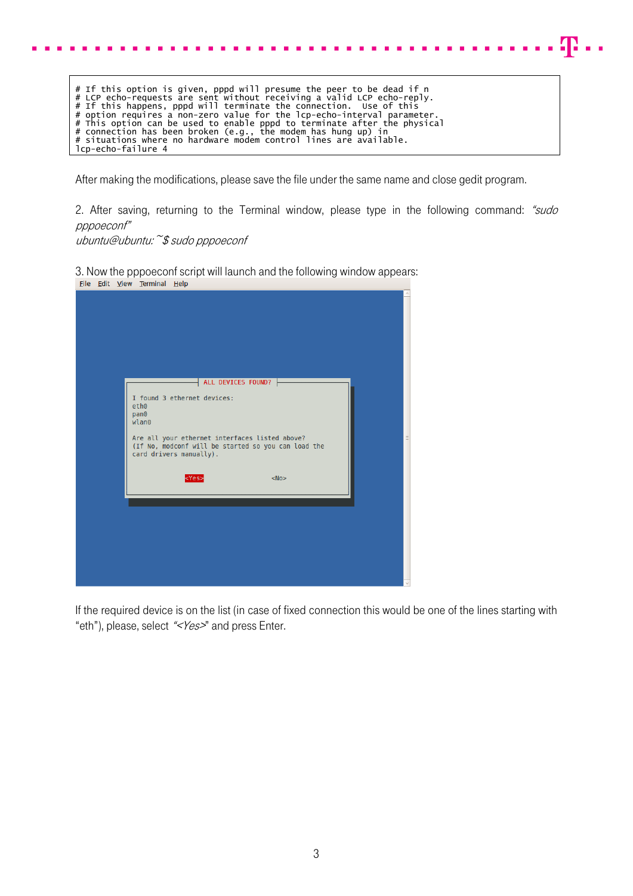```
# If this option is given, pppd will presume the peer to be dead if n
# LCP echo-requests are sent without receiving a valid LCP echo-reply.
# If this happens, pppd will terminate the connection.  Use of this
# option requires a non-zero value for the lcp-echo-interval parameter.
# This option can be used to enable pppd to terminate after the physical
# connection has been broken (e.g., the modem has hung up) in
# situations where no hardware modem control lines are available.
lcp-echo-failure 4
```

After making the modifications, please save the file under the same name and close gedit program.

2. After saving, returning to the Terminal window, please type in the following command: *"sudo pppoeconf"*
*ubuntu@ubuntu:~$ sudo pppoeconf*

3. Now the pppoeconf script will launch and the following window appears:

```
File  Edit  View  Terminal  Help

                 ALL DEVICES FOUND?

 I found 3 ethernet devices:
 eth0
 pan0
 wlan0

 Are all your ethernet interfaces listed above?
 (If No, modconf will be started so you can load the
 card drivers manually).

          <Yes>                    <No>
```

If the required device is on the list (in case of fixed connection this would be one of the lines starting with "eth"), please, select *"<Yes>"* and press Enter.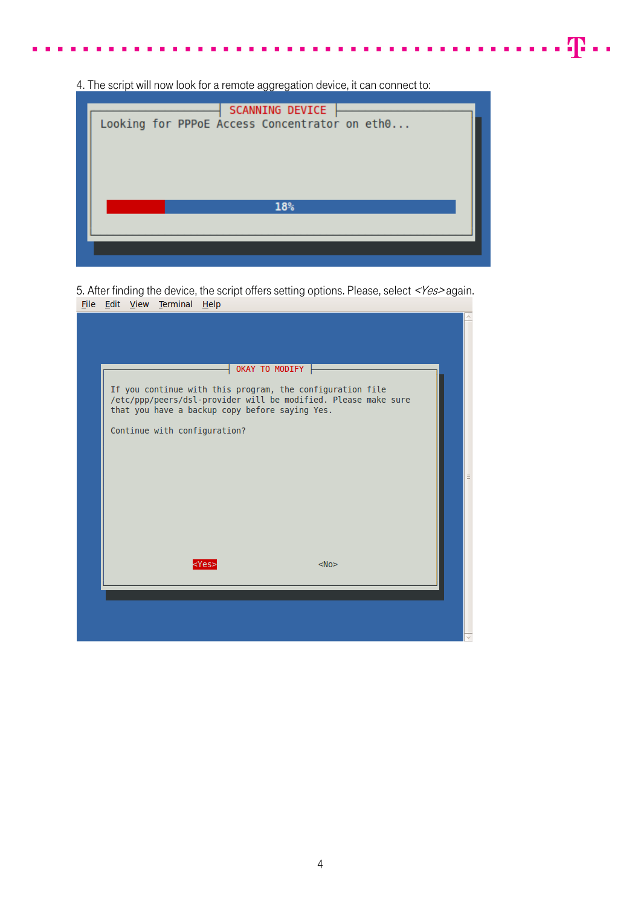4. The script will now look for a remote aggregation device, it can connect to:

```
SCANNING DEVICE
Looking for PPPoE Access Concentrator on eth0...

18%
```

5. After finding the device, the script offers setting options. Please, select *<Yes>* again.

```
File  Edit  View  Terminal  Help

OKAY TO MODIFY
If you continue with this program, the configuration file
/etc/ppp/peers/dsl-provider will be modified. Please make sure
that you have a backup copy before saying Yes.

Continue with configuration?

<Yes>                    <No>
```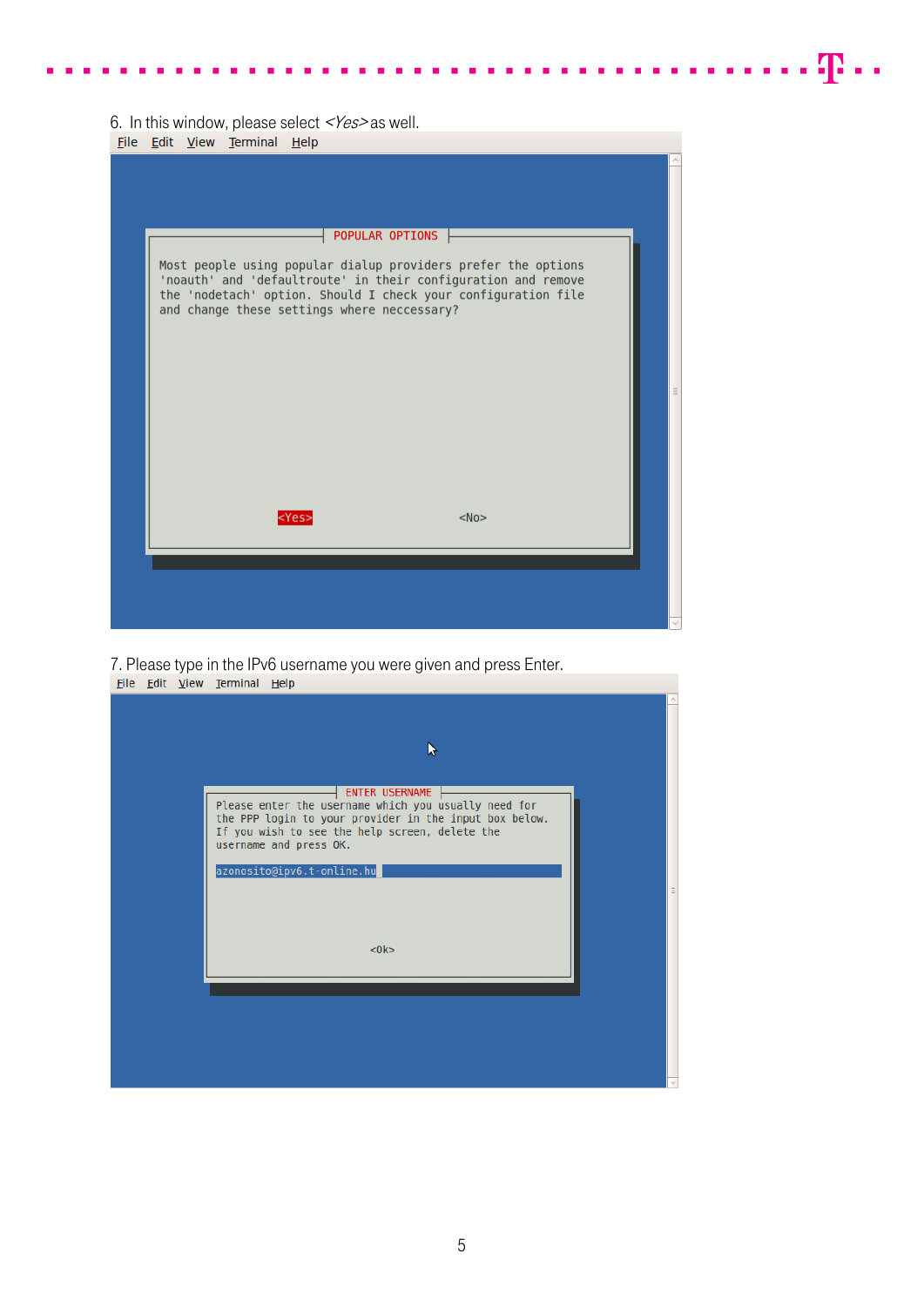6. In this window, please select *<Yes>* as well.

File Edit View Terminal Help

```
POPULAR OPTIONS

Most people using popular dialup providers prefer the options
'noauth' and 'defaultroute' in their configuration and remove
the 'nodetach' option. Should I check your configuration file
and change these settings where neccessary?

<Yes>                    <No>
```

7. Please type in the IPv6 username you were given and press Enter.

File Edit View Terminal Help

```
ENTER USERNAME

Please enter the username which you usually need for
the PPP login to your provider in the input box below.
If you wish to see the help screen, delete the
username and press OK.

azonosito@ipv6.t-online.hu

<Ok>
```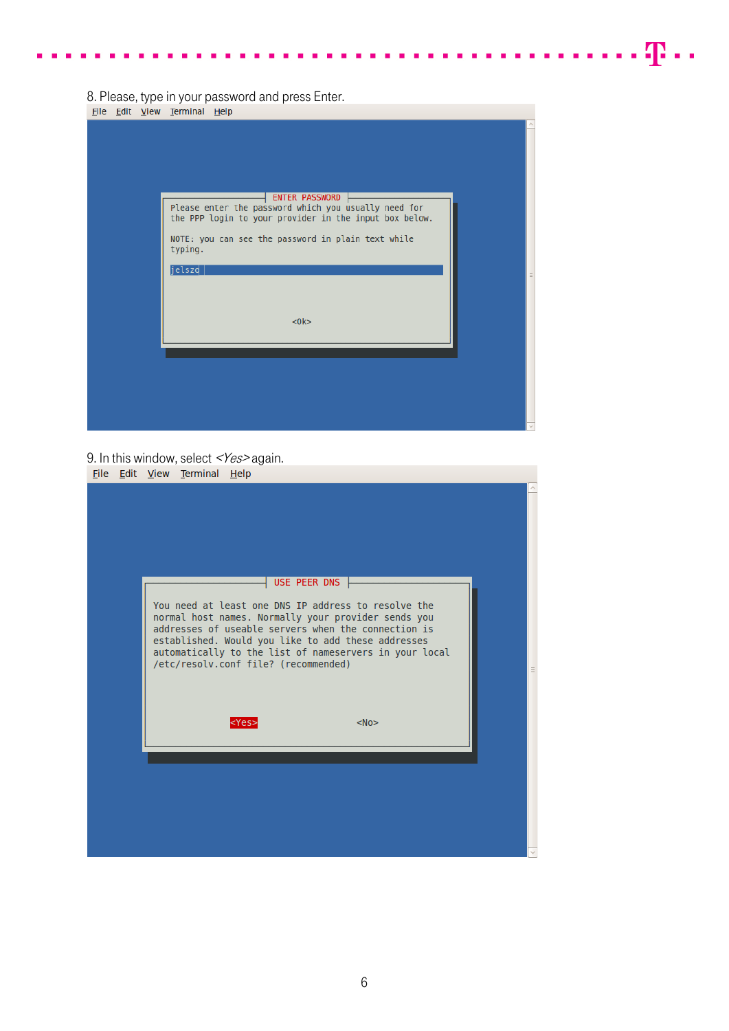8. Please, type in your password and press Enter.

File Edit View Terminal Help

```
ENTER PASSWORD
Please enter the password which you usually need for
the PPP login to your provider in the input box below.

NOTE: you can see the password in plain text while
typing.

jelszo

<Ok>
```

9. In this window, select *<Yes>* again.

File Edit View Terminal Help

```
USE PEER DNS
You need at least one DNS IP address to resolve the
normal host names. Normally your provider sends you
addresses of useable servers when the connection is
established. Would you like to add these addresses
automatically to the list of nameservers in your local
/etc/resolv.conf file? (recommended)

<Yes>                    <No>
```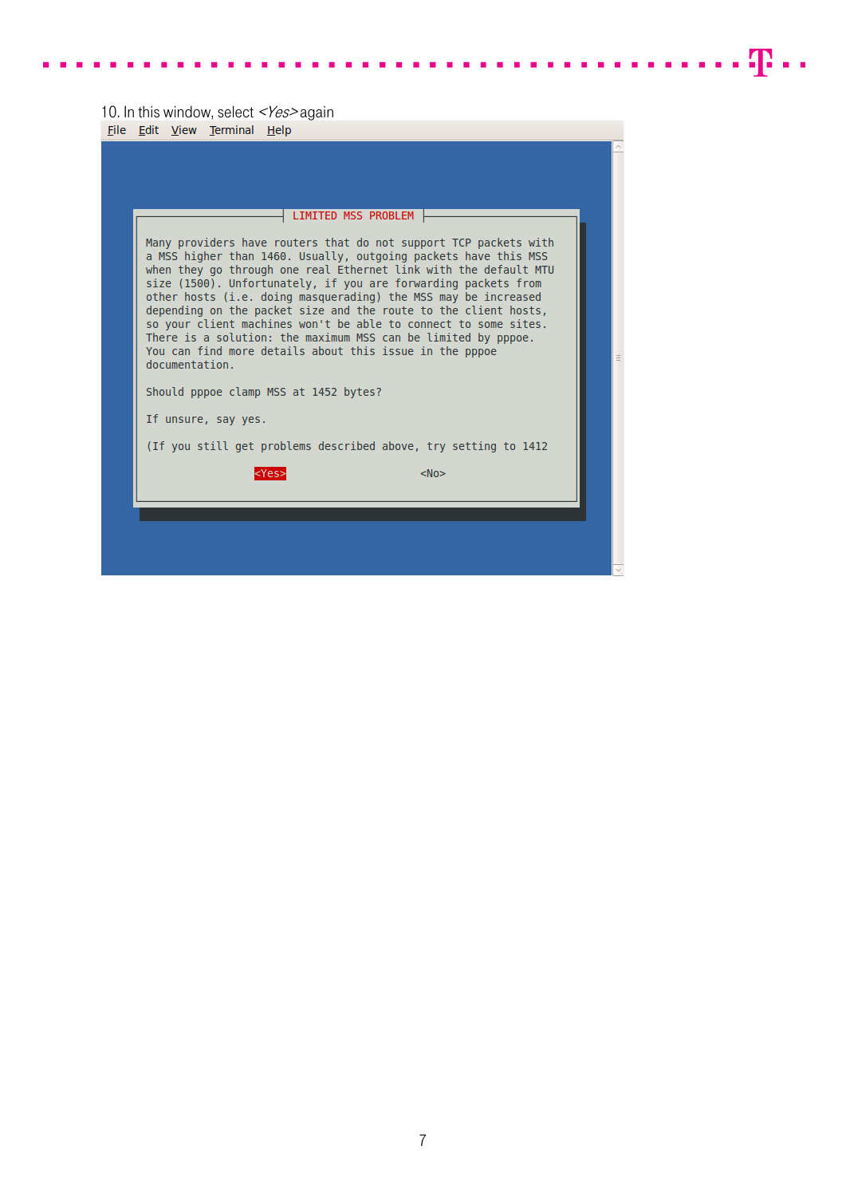10. In this window, select *<Yes>* again

```
File  Edit  View  Terminal  Help

LIMITED MSS PROBLEM

Many providers have routers that do not support TCP packets with
a MSS higher than 1460. Usually, outgoing packets have this MSS
when they go through one real Ethernet link with the default MTU
size (1500). Unfortunately, if you are forwarding packets from
other hosts (i.e. doing masquerading) the MSS may be increased
depending on the packet size and the route to the client hosts,
so your client machines won't be able to connect to some sites.
There is a solution: the maximum MSS can be limited by pppoe.
You can find more details about this issue in the pppoe
documentation.

Should pppoe clamp MSS at 1452 bytes?

If unsure, say yes.

(If you still get problems described above, try setting to 1412

                <Yes>                          <No>
```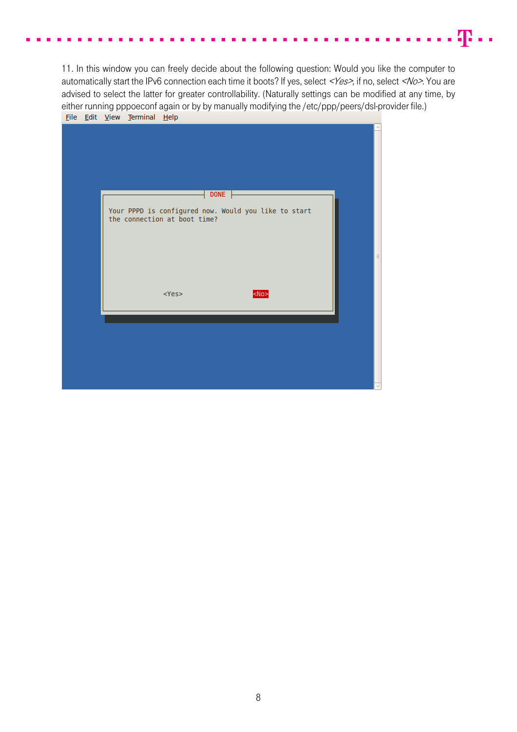11. In this window you can freely decide about the following question: Would you like the computer to automatically start the IPv6 connection each time it boots? If yes, select *<Yes>*, if no, select *<No>*. You are advised to select the latter for greater controllability. (Naturally settings can be modified at any time, by either running pppoeconf again or by by manually modifying the /etc/ppp/peers/dsl-provider file.)

```
File  Edit  View  Terminal  Help

                         DONE

Your PPPD is configured now. Would you like to start
the connection at boot time?

            <Yes>                    <No>
```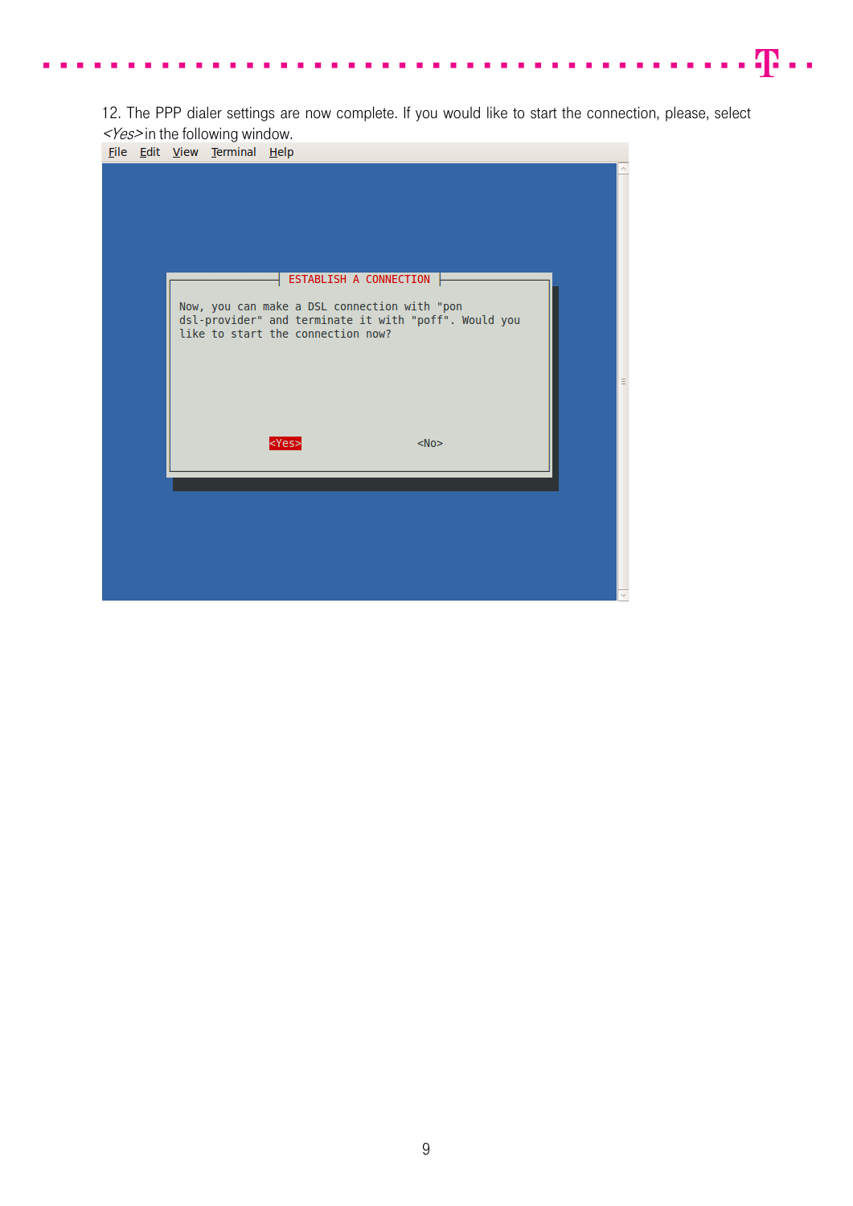12. The PPP dialer settings are now complete. If you would like to start the connection, please, select *<Yes>* in the following window.

File Edit View Terminal Help

```
ESTABLISH A CONNECTION

Now, you can make a DSL connection with "pon
dsl-provider" and terminate it with "poff". Would you
like to start the connection now?

<Yes>                    <No>
```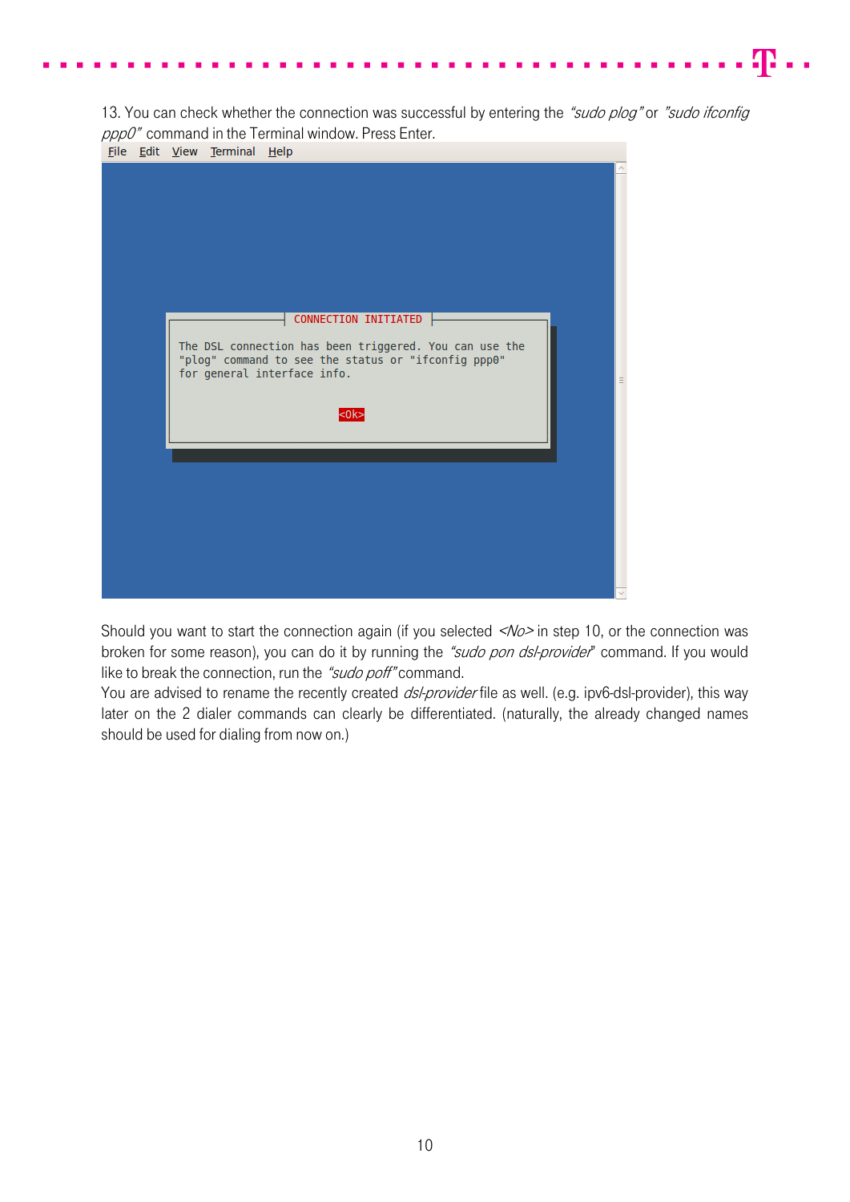13. You can check whether the connection was successful by entering the *"sudo plog"* or *"sudo ifconfig ppp0"* command in the Terminal window. Press Enter.

```
File  Edit  View  Terminal  Help

CONNECTION INITIATED

The DSL connection has been triggered. You can use the
"plog" command to see the status or "ifconfig ppp0"
for general interface info.

<Ok>
```

Should you want to start the connection again (if you selected *<No>* in step 10, or the connection was broken for some reason), you can do it by running the *"sudo pon dsl-provider"* command. If you would like to break the connection, run the *"sudo poff"* command.

You are advised to rename the recently created *dsl-provider* file as well. (e.g. ipv6-dsl-provider), this way later on the 2 dialer commands can clearly be differentiated. (naturally, the already changed names should be used for dialing from now on.)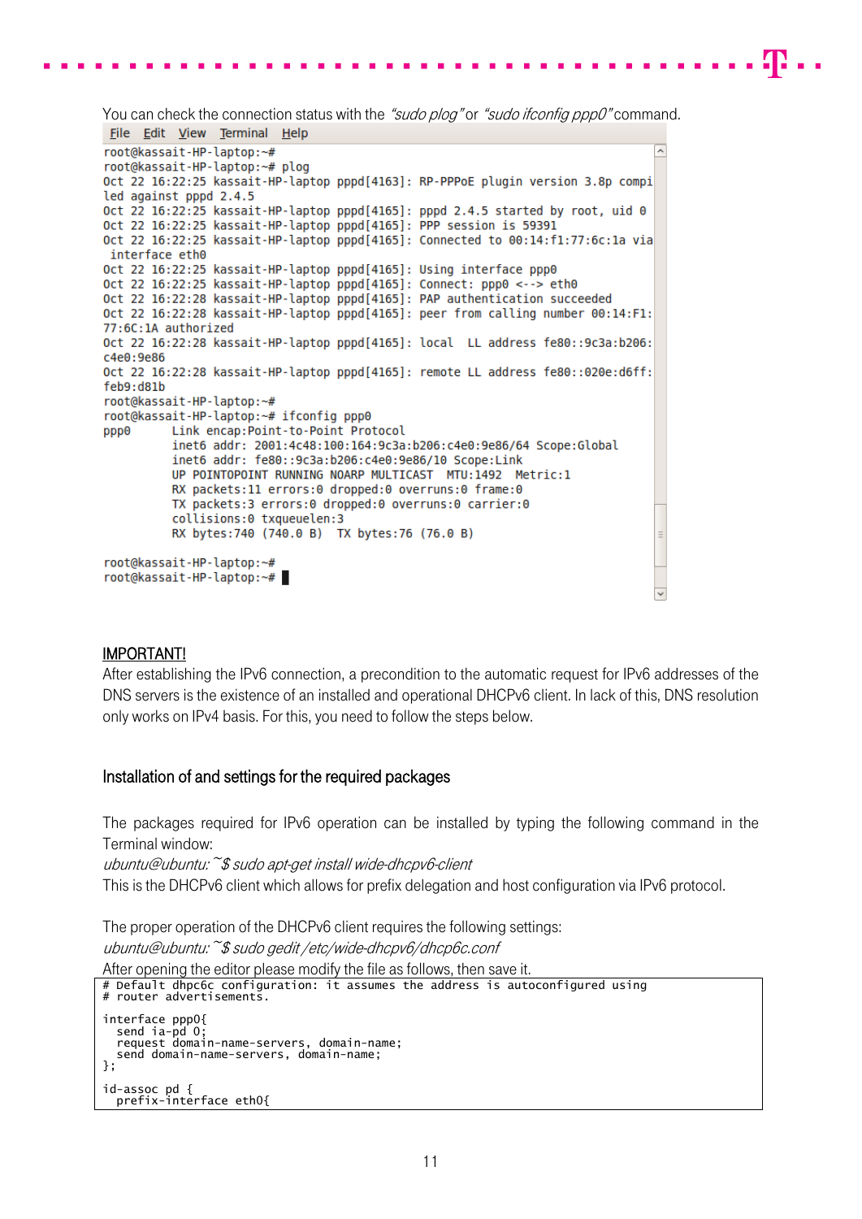You can check the connection status with the *"sudo plog"* or *"sudo ifconfig ppp0"* command.

```
File  Edit  View  Terminal  Help
root@kassait-HP-laptop:~#
root@kassait-HP-laptop:~# plog
Oct 22 16:22:25 kassait-HP-laptop pppd[4163]: RP-PPPoE plugin version 3.8p compi
led against pppd 2.4.5
Oct 22 16:22:25 kassait-HP-laptop pppd[4165]: pppd 2.4.5 started by root, uid 0
Oct 22 16:22:25 kassait-HP-laptop pppd[4165]: PPP session is 59391
Oct 22 16:22:25 kassait-HP-laptop pppd[4165]: Connected to 00:14:f1:77:6c:1a via
 interface eth0
Oct 22 16:22:25 kassait-HP-laptop pppd[4165]: Using interface ppp0
Oct 22 16:22:25 kassait-HP-laptop pppd[4165]: Connect: ppp0 <--> eth0
Oct 22 16:22:28 kassait-HP-laptop pppd[4165]: PAP authentication succeeded
Oct 22 16:22:28 kassait-HP-laptop pppd[4165]: peer from calling number 00:14:F1:
77:6C:1A authorized
Oct 22 16:22:28 kassait-HP-laptop pppd[4165]: local  LL address fe80::9c3a:b206:
c4e0:9e86
Oct 22 16:22:28 kassait-HP-laptop pppd[4165]: remote LL address fe80::020e:d6ff:
feb9:d81b
root@kassait-HP-laptop:~#
root@kassait-HP-laptop:~# ifconfig ppp0
ppp0      Link encap:Point-to-Point Protocol
          inet6 addr: 2001:4c48:100:164:9c3a:b206:c4e0:9e86/64 Scope:Global
          inet6 addr: fe80::9c3a:b206:c4e0:9e86/10 Scope:Link
          UP POINTOPOINT RUNNING NOARP MULTICAST  MTU:1492  Metric:1
          RX packets:11 errors:0 dropped:0 overruns:0 frame:0
          TX packets:3 errors:0 dropped:0 overruns:0 carrier:0
          collisions:0 txqueuelen:3
          RX bytes:740 (740.0 B)  TX bytes:76 (76.0 B)

root@kassait-HP-laptop:~#
root@kassait-HP-laptop:~#
```

**IMPORTANT!**

After establishing the IPv6 connection, a precondition to the automatic request for IPv6 addresses of the DNS servers is the existence of an installed and operational DHCPv6 client. In lack of this, DNS resolution only works on IPv4 basis. For this, you need to follow the steps below.

## Installation of and settings for the required packages

The packages required for IPv6 operation can be installed by typing the following command in the Terminal window:

*ubuntu@ubuntu:~$ sudo apt-get install wide-dhcpv6-client*

This is the DHCPv6 client which allows for prefix delegation and host configuration via IPv6 protocol.

The proper operation of the DHCPv6 client requires the following settings:

*ubuntu@ubuntu:~$ sudo gedit /etc/wide-dhcpv6/dhcp6c.conf*

After opening the editor please modify the file as follows, then save it.

```
# Default dhcp6c configuration: it assumes the address is autoconfigured using
# router advertisements.

interface ppp0{
  send ia-pd 0;
  request domain-name-servers, domain-name;
  send domain-name-servers, domain-name;
};

id-assoc pd {
  prefix-interface eth0{
```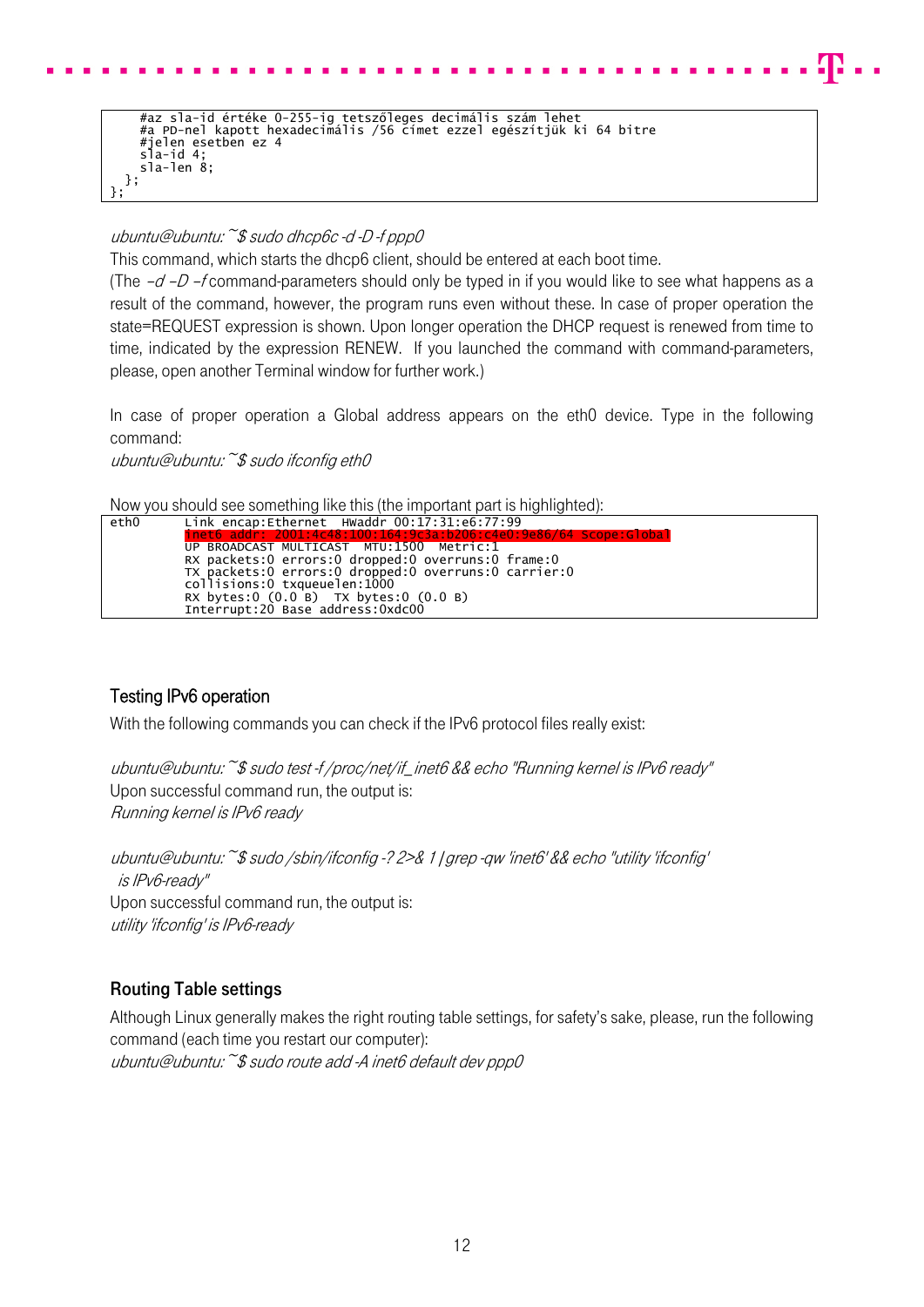```
    #az sla-id értéke 0-255-ig tetszőleges decimális szám lehet
    #a PD-nel kapott hexadecimális /56 címet ezzel egészítjük ki 64 bitre
    #jelen esetben ez 4
    sla-id 4;
    sla-len 8;
  };
};
```

*ubuntu@ubuntu:~$ sudo dhcp6c -d -D -f ppp0*

This command, which starts the dhcp6 client, should be entered at each boot time.

(The *–d –D –f* command-parameters should only be typed in if you would like to see what happens as a result of the command, however, the program runs even without these. In case of proper operation the state=REQUEST expression is shown. Upon longer operation the DHCP request is renewed from time to time, indicated by the expression RENEW. If you launched the command with command-parameters, please, open another Terminal window for further work.)

In case of proper operation a Global address appears on the eth0 device. Type in the following command:

*ubuntu@ubuntu:~$ sudo ifconfig eth0*

Now you should see something like this (the important part is highlighted):

```
eth0      Link encap:Ethernet  HWaddr 00:17:31:e6:77:99
          inet6 addr: 2001:4c48:100:164:9c3a:b206:c4e0:9e86/64 Scope:Global
          UP BROADCAST MULTICAST  MTU:1500  Metric:1
          RX packets:0 errors:0 dropped:0 overruns:0 frame:0
          TX packets:0 errors:0 dropped:0 overruns:0 carrier:0
          collisions:0 txqueuelen:1000
          RX bytes:0 (0.0 B)  TX bytes:0 (0.0 B)
          Interrupt:20 Base address:0xdc00
```

## Testing IPv6 operation

With the following commands you can check if the IPv6 protocol files really exist:

*ubuntu@ubuntu:~$ sudo test -f /proc/net/if_inet6 && echo "Running kernel is IPv6 ready"*

Upon successful command run, the output is:

*Running kernel is IPv6 ready*

*ubuntu@ubuntu:~$ sudo /sbin/ifconfig -? 2>& 1 | grep -qw 'inet6' && echo "utility 'ifconfig' is IPv6-ready"*

Upon successful command run, the output is:

*utility 'ifconfig' is IPv6-ready*

## Routing Table settings

Although Linux generally makes the right routing table settings, for safety's sake, please, run the following command (each time you restart our computer):

*ubuntu@ubuntu:~$ sudo route add -A inet6 default dev ppp0*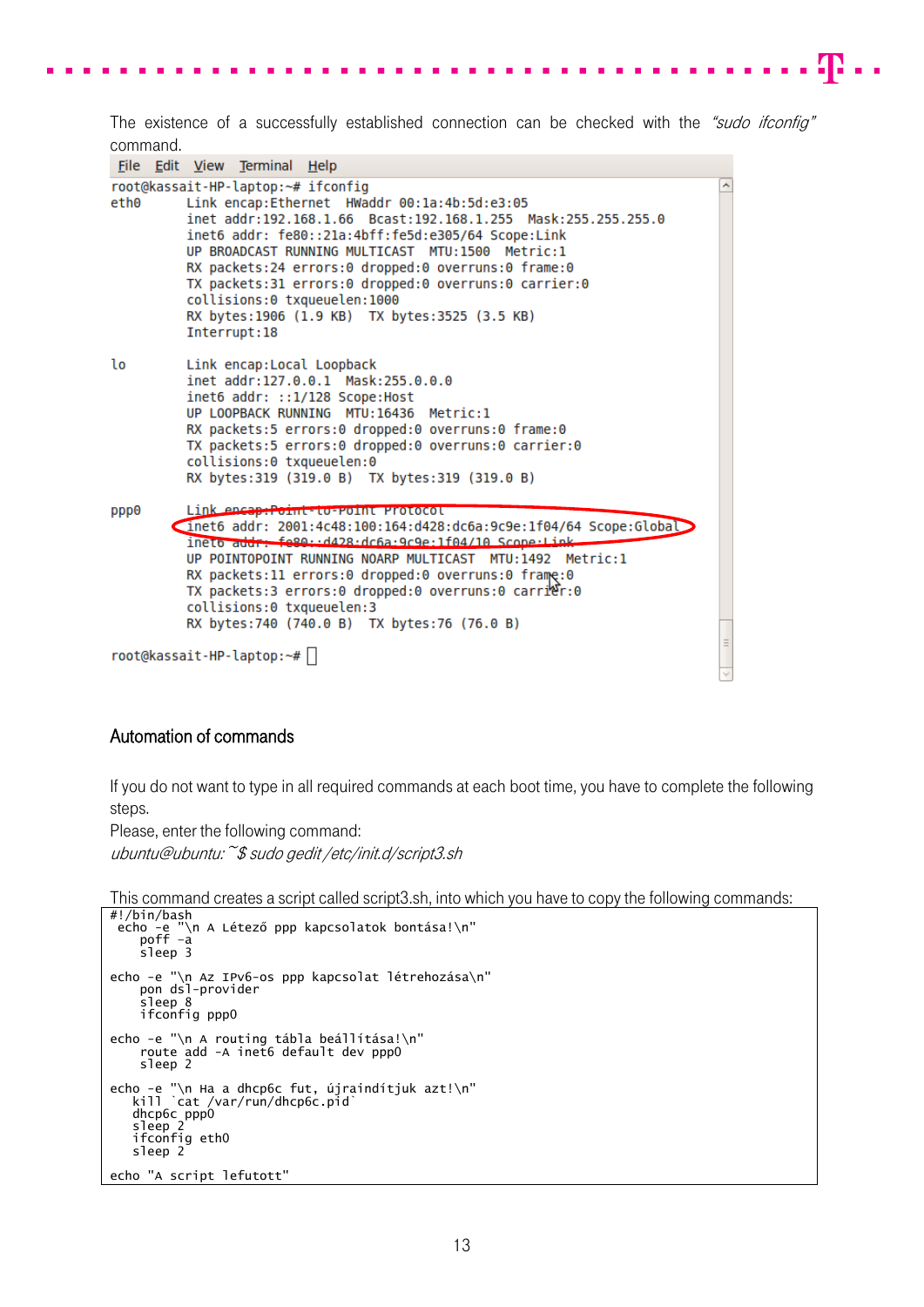The existence of a successfully established connection can be checked with the *"sudo ifconfig"* command.

```
File  Edit  View  Terminal  Help
root@kassait-HP-laptop:~# ifconfig
eth0      Link encap:Ethernet  HWaddr 00:1a:4b:5d:e3:05
          inet addr:192.168.1.66  Bcast:192.168.1.255  Mask:255.255.255.0
          inet6 addr: fe80::21a:4bff:fe5d:e305/64 Scope:Link
          UP BROADCAST RUNNING MULTICAST  MTU:1500  Metric:1
          RX packets:24 errors:0 dropped:0 overruns:0 frame:0
          TX packets:31 errors:0 dropped:0 overruns:0 carrier:0
          collisions:0 txqueuelen:1000
          RX bytes:1906 (1.9 KB)  TX bytes:3525 (3.5 KB)
          Interrupt:18

lo        Link encap:Local Loopback
          inet addr:127.0.0.1  Mask:255.0.0.0
          inet6 addr: ::1/128 Scope:Host
          UP LOOPBACK RUNNING  MTU:16436  Metric:1
          RX packets:5 errors:0 dropped:0 overruns:0 frame:0
          TX packets:5 errors:0 dropped:0 overruns:0 carrier:0
          collisions:0 txqueuelen:0
          RX bytes:319 (319.0 B)  TX bytes:319 (319.0 B)

ppp0      Link encap:Point-to-Point Protocol
          inet6 addr: 2001:4c48:100:164:d428:dc6a:9c9e:1f04/64 Scope:Global
          inet6 addr: fe80::d428:dc6a:9c9e:1f04/10 Scope:Link
          UP POINTOPOINT RUNNING NOARP MULTICAST  MTU:1492  Metric:1
          RX packets:11 errors:0 dropped:0 overruns:0 frame:0
          TX packets:3 errors:0 dropped:0 overruns:0 carrier:0
          collisions:0 txqueuelen:3
          RX bytes:740 (740.0 B)  TX bytes:76 (76.0 B)

root@kassait-HP-laptop:~#
```

## Automation of commands

If you do not want to type in all required commands at each boot time, you have to complete the following steps.

Please, enter the following command:

*ubuntu@ubuntu:~$ sudo gedit /etc/init.d/script3.sh*

This command creates a script called script3.sh, into which you have to copy the following commands:

```
#!/bin/bash
 echo -e "\n A Létező ppp kapcsolatok bontása!\n"
    poff -a
    sleep 3

echo -e "\n Az IPv6-os ppp kapcsolat létrehozása\n"
    pon dsl-provider
    sleep 8
    ifconfig ppp0

echo -e "\n A routing tábla beállítása!\n"
    route add -A inet6 default dev ppp0
    sleep 2

echo -e "\n Ha a dhcp6c fut, újraindítjuk azt!\n"
   kill `cat /var/run/dhcp6c.pid`
   dhcp6c ppp0
   sleep 2
   ifconfig eth0
   sleep 2

echo "A script lefutott"
```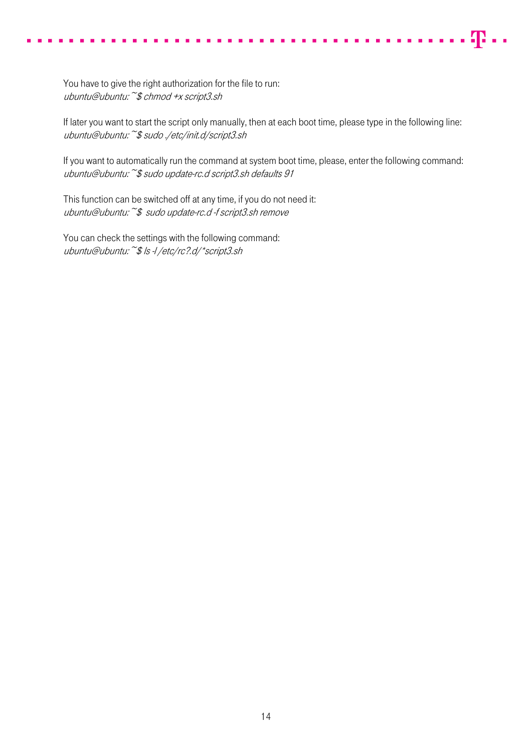You have to give the right authorization for the file to run:
*ubuntu@ubuntu:~$ chmod +x script3.sh*

If later you want to start the script only manually, then at each boot time, please type in the following line:
*ubuntu@ubuntu:~$ sudo ./etc/init.d/script3.sh*

If you want to automatically run the command at system boot time, please, enter the following command:
*ubuntu@ubuntu:~$ sudo update-rc.d script3.sh defaults 91*

This function can be switched off at any time, if you do not need it:
*ubuntu@ubuntu:~$  sudo update-rc.d -f script3.sh remove*

You can check the settings with the following command:
*ubuntu@ubuntu:~$ ls -l /etc/rc?.d/*script3.sh*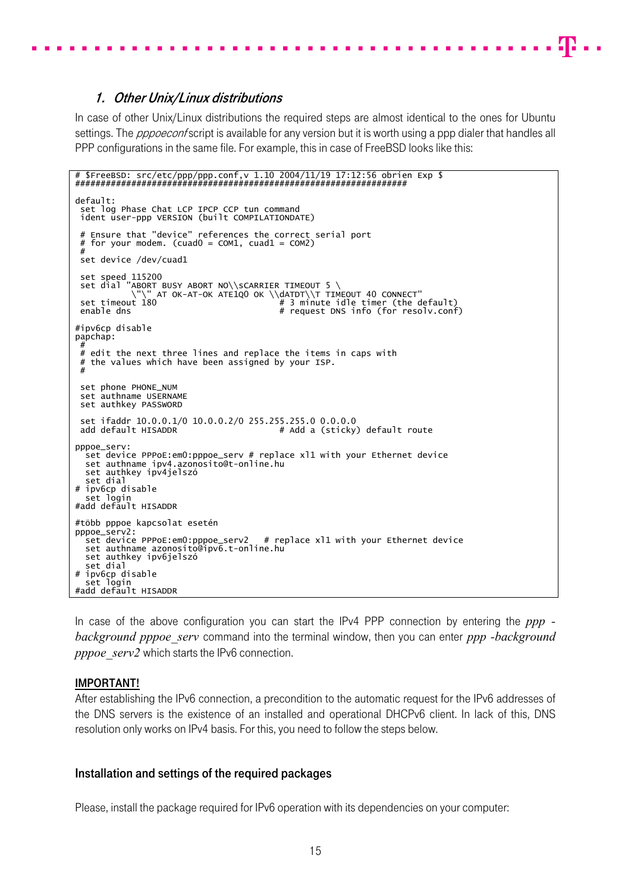### 1. *Other Unix/Linux distributions*

In case of other Unix/Linux distributions the required steps are almost identical to the ones for Ubuntu settings. The *pppoeconf* script is available for any version but it is worth using a ppp dialer that handles all PPP configurations in the same file. For example, this in case of FreeBSD looks like this:

```
# $FreeBSD: src/etc/ppp/ppp.conf,v 1.10 2004/11/19 17:12:56 obrien Exp $
#################################################################

default:
 set log Phase Chat LCP IPCP CCP tun command
 ident user-ppp VERSION (built COMPILATIONDATE)

 # Ensure that "device" references the correct serial port
 # for your modem. (cuad0 = COM1, cuad1 = COM2)
 #
 set device /dev/cuad1

 set speed 115200
 set dial "ABORT BUSY ABORT NO\\sCARRIER TIMEOUT 5 \
          \"\" AT OK-AT-OK ATE1Q0 OK \\dATDT\\T TIMEOUT 40 CONNECT"
 set timeout 180                        # 3 minute idle timer (the default)
 enable dns                             # request DNS info (for resolv.conf)

#ipv6cp disable
papchap:
 #
 # edit the next three lines and replace the items in caps with
 # the values which have been assigned by your ISP.
 #

 set phone PHONE_NUM
 set authname USERNAME
 set authkey PASSWORD

 set ifaddr 10.0.0.1/0 10.0.0.2/0 255.255.255.0 0.0.0.0
 add default HISADDR                    # Add a (sticky) default route

pppoe_serv:
  set device PPPoE:em0:pppoe_serv # replace xl1 with your Ethernet device
  set authname ipv4.azonosito@t-online.hu
  set authkey ipv4jelszó
  set dial
# ipv6cp disable
  set login
#add default HISADDR

#több pppoe kapcsolat esetén
pppoe_serv2:
  set device PPPoE:em0:pppoe_serv2   # replace xl1 with your Ethernet device
  set authname azonosito@ipv6.t-online.hu
  set authkey ipv6jelszó
  set dial
# ipv6cp disable
  set login
#add default HISADDR
```

In case of the above configuration you can start the IPv4 PPP connection by entering the *ppp -background pppoe_serv* command into the terminal window, then you can enter *ppp -background pppoe_serv2* which starts the IPv6 connection.

**IMPORTANT!**

After establishing the IPv6 connection, a precondition to the automatic request for the IPv6 addresses of the DNS servers is the existence of an installed and operational DHCPv6 client. In lack of this, DNS resolution only works on IPv4 basis. For this, you need to follow the steps below.

#### Installation and settings of the required packages

Please, install the package required for IPv6 operation with its dependencies on your computer: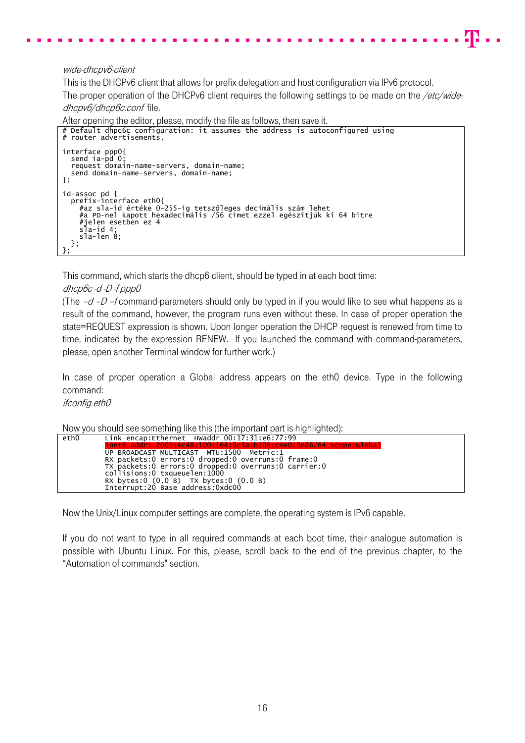*wide-dhcpv6-client*

This is the DHCPv6 client that allows for prefix delegation and host configuration via IPv6 protocol.

The proper operation of the DHCPv6 client requires the following settings to be made on the */etc/wide-dhcpv6/dhcp6c.conf* file.

After opening the editor, please, modify the file as follows, then save it.

```
# Default dhpc6c configuration: it assumes the address is autoconfigured using
# router advertisements.

interface ppp0{
  send ia-pd 0;
  request domain-name-servers, domain-name;
  send domain-name-servers, domain-name;
};

id-assoc pd {
  prefix-interface eth0{
    #az sla-id értéke 0-255-ig tetszőleges decimális szám lehet
    #a PD-nel kapott hexadecimális /56 címet ezzel egészítjük ki 64 bitre
    #jelen esetben ez 4
    sla-id 4;
    sla-len 8;
  };
};
```

This command, which starts the dhcp6 client, should be typed in at each boot time:

*dhcp6c -d -D -f ppp0*

(The *–d –D –f* command-parameters should only be typed in if you would like to see what happens as a result of the command, however, the program runs even without these. In case of proper operation the state=REQUEST expression is shown. Upon longer operation the DHCP request is renewed from time to time, indicated by the expression RENEW. If you launched the command with command-parameters, please, open another Terminal window for further work.)

In case of proper operation a Global address appears on the eth0 device. Type in the following command:

*ifconfig eth0*

Now you should see something like this (the important part is highlighted):

```
eth0      Link encap:Ethernet  HWaddr 00:17:31:e6:77:99
          inet6 addr: 2001:4c48:100:164:9c3a:b206:c4e0:9e86/64 Scope:Global
          UP BROADCAST MULTICAST  MTU:1500  Metric:1
          RX packets:0 errors:0 dropped:0 overruns:0 frame:0
          TX packets:0 errors:0 dropped:0 overruns:0 carrier:0
          collisions:0 txqueuelen:1000
          RX bytes:0 (0.0 B)  TX bytes:0 (0.0 B)
          Interrupt:20 Base address:0xdc00
```

Now the Unix/Linux computer settings are complete, the operating system is IPv6 capable.

If you do not want to type in all required commands at each boot time, their analogue automation is possible with Ubuntu Linux. For this, please, scroll back to the end of the previous chapter, to the “Automation of commands” section.